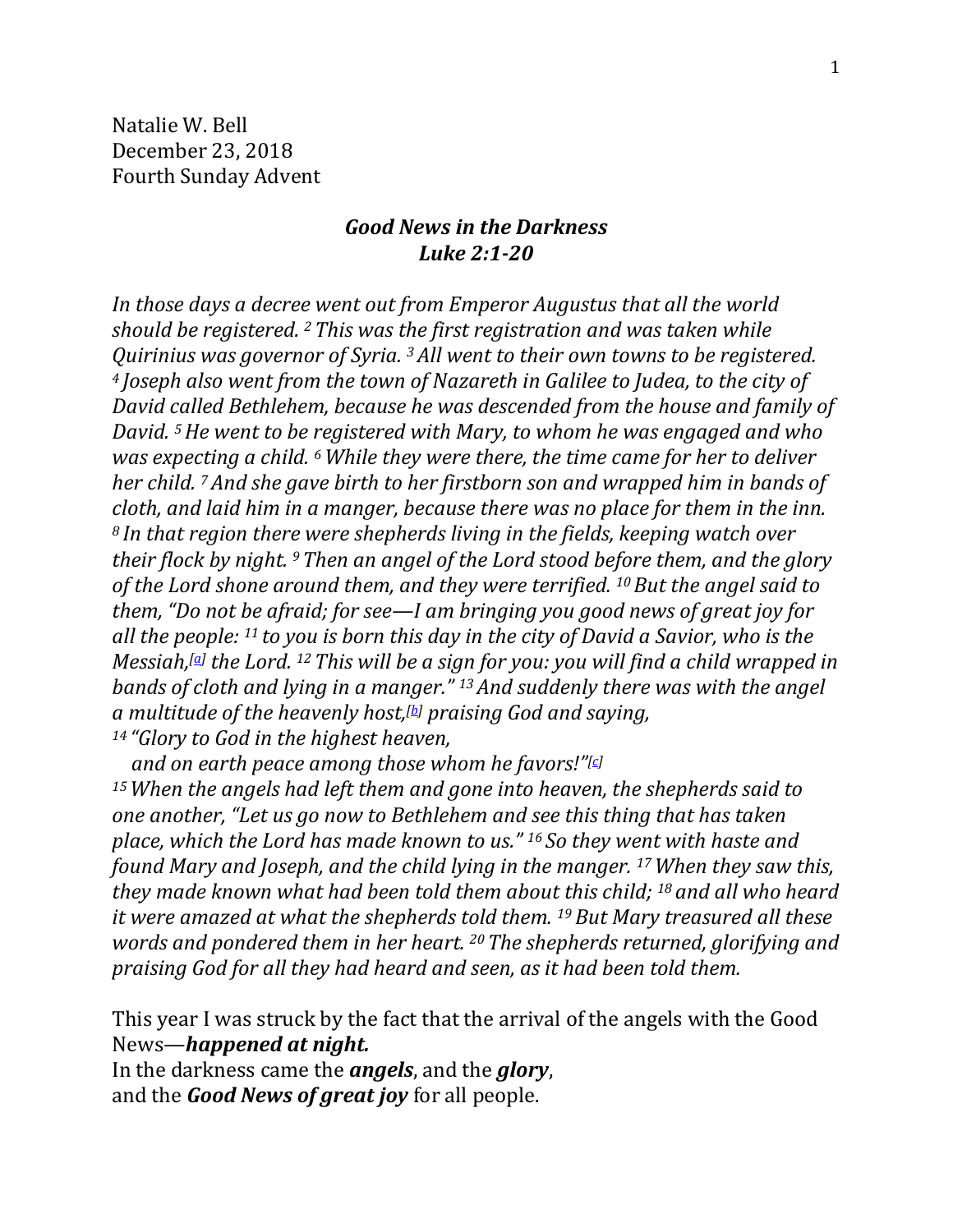Natalie W. Bell
December 23, 2018
Fourth Sunday Advent

### ***Good News in the Darkness***
### ***Luke 2:1-20***

*In those days a decree went out from Emperor Augustus that all the world should be registered. [2] This was the first registration and was taken while Quirinius was governor of Syria. [3] All went to their own towns to be registered. [4] Joseph also went from the town of Nazareth in Galilee to Judea, to the city of David called Bethlehem, because he was descended from the house and family of David. [5] He went to be registered with Mary, to whom he was engaged and who was expecting a child. [6] While they were there, the time came for her to deliver her child. [7] And she gave birth to her firstborn son and wrapped him in bands of cloth, and laid him in a manger, because there was no place for them in the inn. [8] In that region there were shepherds living in the fields, keeping watch over their flock by night. [9] Then an angel of the Lord stood before them, and the glory of the Lord shone around them, and they were terrified. [10] But the angel said to them, "Do not be afraid; for see—I am bringing you good news of great joy for all the people: [11] to you is born this day in the city of David a Savior, who is the Messiah,[a] the Lord. [12] This will be a sign for you: you will find a child wrapped in bands of cloth and lying in a manger." [13] And suddenly there was with the angel a multitude of the heavenly host,[b] praising God and saying,*
*[14] "Glory to God in the highest heaven,*
*and on earth peace among those whom he favors!"[c]*
*[15] When the angels had left them and gone into heaven, the shepherds said to one another, "Let us go now to Bethlehem and see this thing that has taken place, which the Lord has made known to us." [16] So they went with haste and found Mary and Joseph, and the child lying in the manger. [17] When they saw this, they made known what had been told them about this child; [18] and all who heard it were amazed at what the shepherds told them. [19] But Mary treasured all these words and pondered them in her heart. [20] The shepherds returned, glorifying and praising God for all they had heard and seen, as it had been told them.*

This year I was struck by the fact that the arrival of the angels with the Good News—***happened at night.***
In the darkness came the ***angels***, and the ***glory***,
and the ***Good News of great joy*** for all people.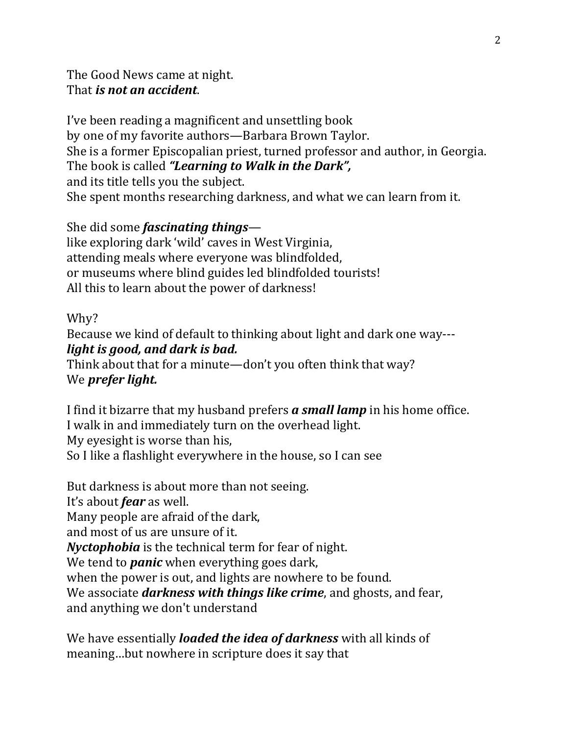The Good News came at night.
That ***is not an accident***.

I've been reading a magnificent and unsettling book
by one of my favorite authors—Barbara Brown Taylor.
She is a former Episcopalian priest, turned professor and author, in Georgia.
The book is called ***"Learning to Walk in the Dark",***
and its title tells you the subject.
She spent months researching darkness, and what we can learn from it.

She did some ***fascinating things***—
like exploring dark 'wild' caves in West Virginia,
attending meals where everyone was blindfolded,
or museums where blind guides led blindfolded tourists!
All this to learn about the power of darkness!

Why?
Because we kind of default to thinking about light and dark one way---
***light is good, and dark is bad.***
Think about that for a minute—don't you often think that way?
We ***prefer light.***

I find it bizarre that my husband prefers ***a small lamp*** in his home office.
I walk in and immediately turn on the overhead light.
My eyesight is worse than his,
So I like a flashlight everywhere in the house, so I can see

But darkness is about more than not seeing.
It's about ***fear*** as well.
Many people are afraid of the dark,
and most of us are unsure of it.
***Nyctophobia*** is the technical term for fear of night.
We tend to ***panic*** when everything goes dark,
when the power is out, and lights are nowhere to be found.
We associate ***darkness with things like crime***, and ghosts, and fear,
and anything we don't understand

We have essentially ***loaded the idea of darkness*** with all kinds of
meaning…but nowhere in scripture does it say that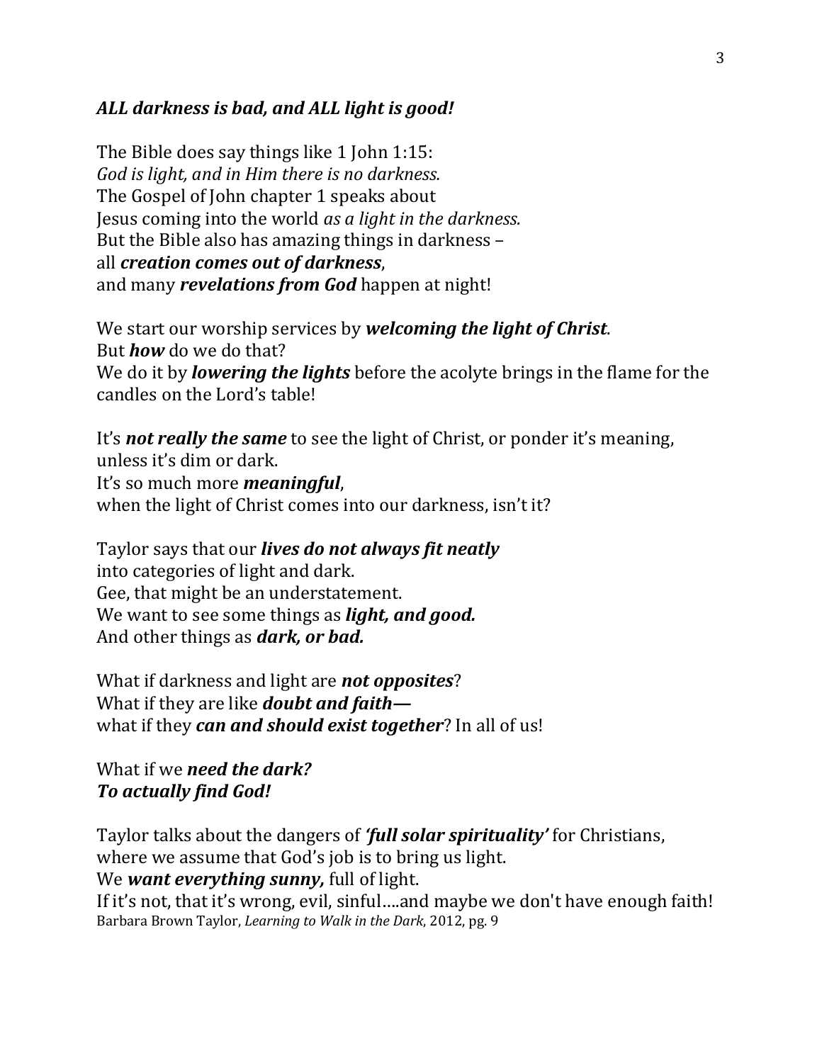***ALL darkness is bad, and ALL light is good!***

The Bible does say things like 1 John 1:15:
*God is light, and in Him there is no darkness.*
The Gospel of John chapter 1 speaks about
Jesus coming into the world *as a light in the darkness.*
But the Bible also has amazing things in darkness –
all ***creation comes out of darkness***,
and many ***revelations from God*** happen at night!

We start our worship services by ***welcoming the light of Christ***.
But ***how*** do we do that?
We do it by ***lowering the lights*** before the acolyte brings in the flame for the candles on the Lord's table!

It's ***not really the same*** to see the light of Christ, or ponder it's meaning, unless it's dim or dark.
It's so much more ***meaningful***,
when the light of Christ comes into our darkness, isn't it?

Taylor says that our ***lives do not always fit neatly***
into categories of light and dark.
Gee, that might be an understatement.
We want to see some things as ***light, and good.***
And other things as ***dark, or bad.***

What if darkness and light are ***not opposites***?
What if they are like ***doubt and faith—***
what if they ***can and should exist together***? In all of us!

What if we ***need the dark?***
***To actually find God!***

Taylor talks about the dangers of ***'full solar spirituality'*** for Christians,
where we assume that God's job is to bring us light.
We ***want everything sunny,*** full of light.
If it's not, that it's wrong, evil, sinful….and maybe we don't have enough faith!
Barbara Brown Taylor, *Learning to Walk in the Dark*, 2012, pg. 9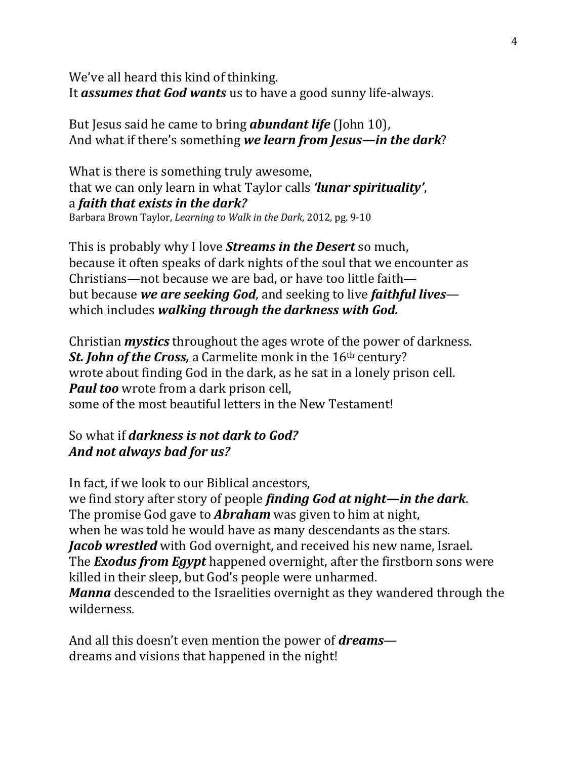We've all heard this kind of thinking.
It ***assumes that God wants*** us to have a good sunny life-always.

But Jesus said he came to bring ***abundant life*** (John 10),
And what if there's something ***we learn from Jesus—in the dark***?

What is there is something truly awesome,
that we can only learn in what Taylor calls ***'lunar spirituality'***,
a ***faith that exists in the dark?***
Barbara Brown Taylor, *Learning to Walk in the Dark*, 2012, pg. 9-10

This is probably why I love ***Streams in the Desert*** so much,
because it often speaks of dark nights of the soul that we encounter as
Christians—not because we are bad, or have too little faith—
but because ***we are seeking God***, and seeking to live ***faithful lives***—
which includes ***walking through the darkness with God.***

Christian ***mystics*** throughout the ages wrote of the power of darkness.
***St. John of the Cross,*** a Carmelite monk in the 16th century?
wrote about finding God in the dark, as he sat in a lonely prison cell.
***Paul too*** wrote from a dark prison cell,
some of the most beautiful letters in the New Testament!

So what if ***darkness is not dark to God?***
***And not always bad for us?***

In fact, if we look to our Biblical ancestors,
we find story after story of people ***finding God at night—in the dark***.
The promise God gave to ***Abraham*** was given to him at night,
when he was told he would have as many descendants as the stars.
***Jacob wrestled*** with God overnight, and received his new name, Israel.
The ***Exodus from Egypt*** happened overnight, after the firstborn sons were
killed in their sleep, but God's people were unharmed.
***Manna*** descended to the Israelities overnight as they wandered through the
wilderness.

And all this doesn't even mention the power of ***dreams***—
dreams and visions that happened in the night!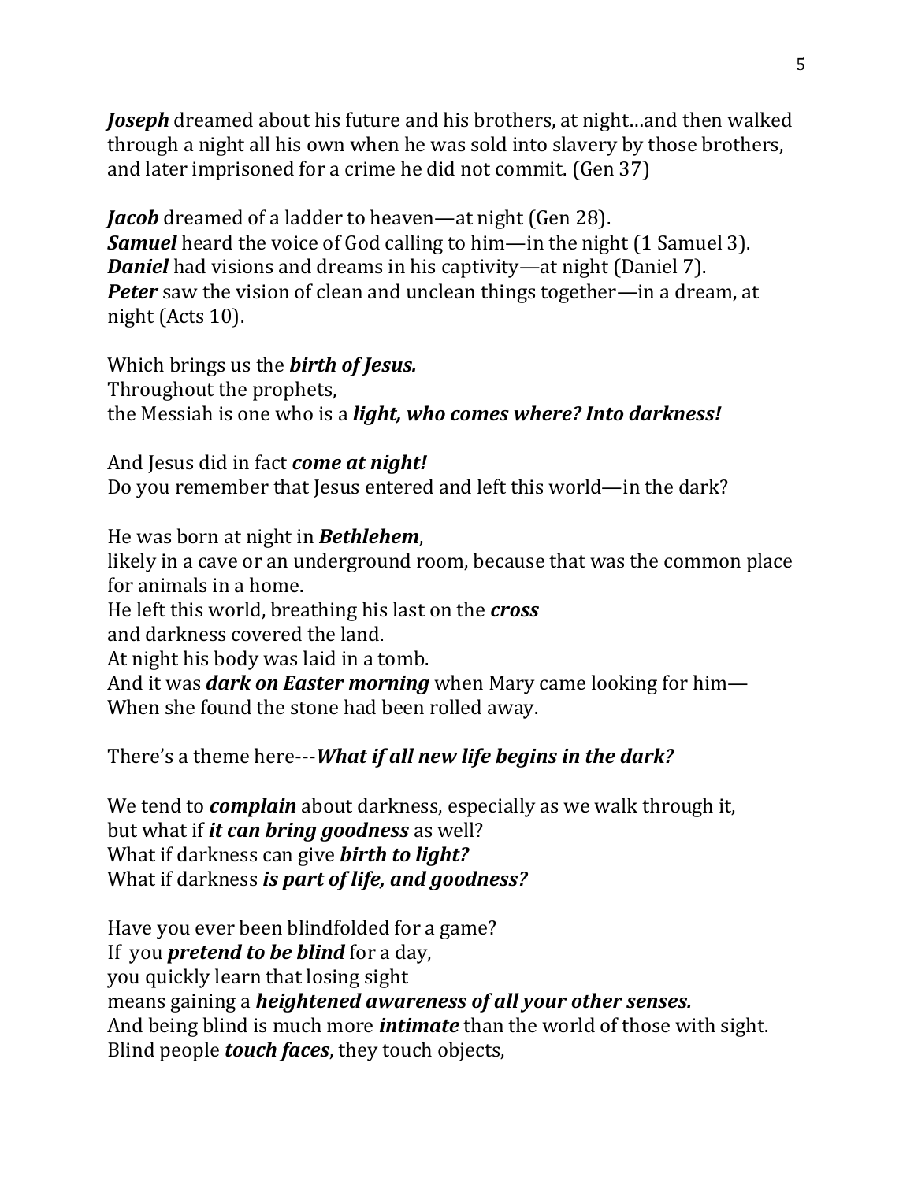***Joseph*** dreamed about his future and his brothers, at night…and then walked through a night all his own when he was sold into slavery by those brothers, and later imprisoned for a crime he did not commit. (Gen 37)

***Jacob*** dreamed of a ladder to heaven—at night (Gen 28).
***Samuel*** heard the voice of God calling to him—in the night (1 Samuel 3).
***Daniel*** had visions and dreams in his captivity—at night (Daniel 7).
***Peter*** saw the vision of clean and unclean things together—in a dream, at night (Acts 10).

Which brings us the ***birth of Jesus.***
Throughout the prophets,
the Messiah is one who is a ***light, who comes where? Into darkness!***

And Jesus did in fact ***come at night!***
Do you remember that Jesus entered and left this world—in the dark?

He was born at night in ***Bethlehem***,
likely in a cave or an underground room, because that was the common place for animals in a home.
He left this world, breathing his last on the ***cross***
and darkness covered the land.
At night his body was laid in a tomb.
And it was ***dark on Easter morning*** when Mary came looking for him—
When she found the stone had been rolled away.

There's a theme here---***What if all new life begins in the dark?***

We tend to ***complain*** about darkness, especially as we walk through it,
but what if ***it can bring goodness*** as well?
What if darkness can give ***birth to light?***
What if darkness ***is part of life, and goodness?***

Have you ever been blindfolded for a game?
If you ***pretend to be blind*** for a day,
you quickly learn that losing sight
means gaining a ***heightened awareness of all your other senses.***
And being blind is much more ***intimate*** than the world of those with sight.
Blind people ***touch faces***, they touch objects,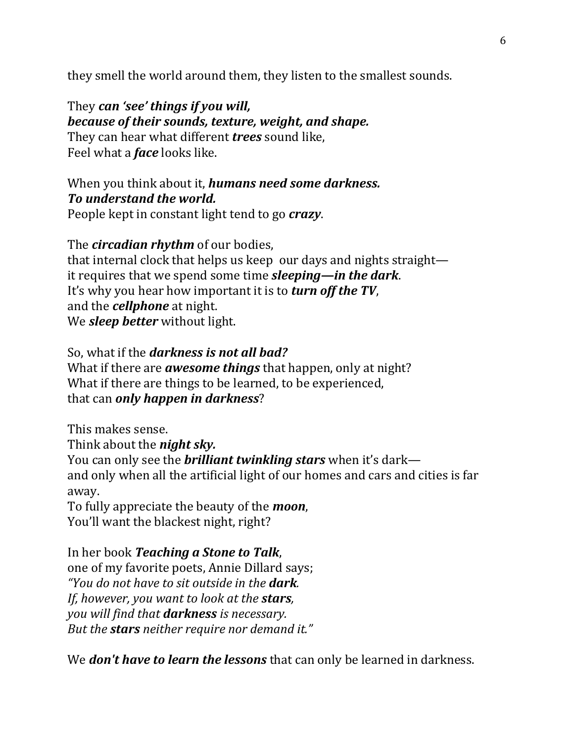they smell the world around them, they listen to the smallest sounds.

They ***can 'see' things if you will,***
***because of their sounds, texture, weight, and shape.***
They can hear what different ***trees*** sound like,
Feel what a ***face*** looks like.

When you think about it, ***humans need some darkness.***
***To understand the world.***
People kept in constant light tend to go ***crazy***.

The ***circadian rhythm*** of our bodies,
that internal clock that helps us keep our days and nights straight—
it requires that we spend some time ***sleeping—in the dark***.
It's why you hear how important it is to ***turn off the TV***,
and the ***cellphone*** at night.
We ***sleep better*** without light.

So, what if the ***darkness is not all bad?***
What if there are ***awesome things*** that happen, only at night?
What if there are things to be learned, to be experienced,
that can ***only happen in darkness***?

This makes sense.
Think about the ***night sky.***
You can only see the ***brilliant twinkling stars*** when it's dark—
and only when all the artificial light of our homes and cars and cities is far away.
To fully appreciate the beauty of the ***moon***,
You'll want the blackest night, right?

In her book ***Teaching a Stone to Talk***,
one of my favorite poets, Annie Dillard says;
*"You do not have to sit outside in the **dark**.*
*If, however, you want to look at the **stars**,*
*you will find that **darkness** is necessary.*
*But the **stars** neither require nor demand it."*

We ***don't have to learn the lessons*** that can only be learned in darkness.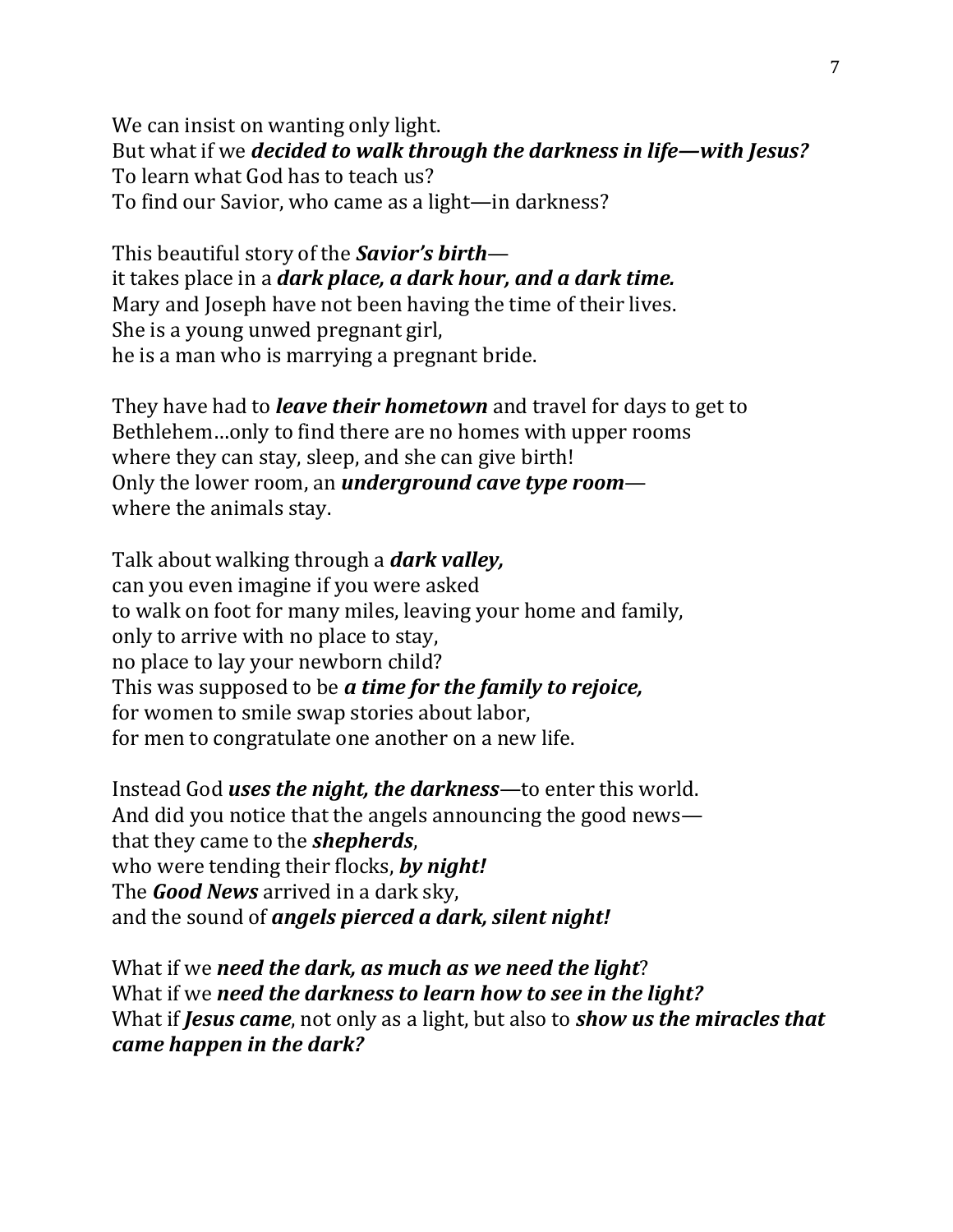We can insist on wanting only light.  
But what if we ***decided to walk through the darkness in life—with Jesus?***  
To learn what God has to teach us?  
To find our Savior, who came as a light—in darkness?

This beautiful story of the ***Savior's birth***—  
it takes place in a ***dark place, a dark hour, and a dark time.***  
Mary and Joseph have not been having the time of their lives.  
She is a young unwed pregnant girl,  
he is a man who is marrying a pregnant bride.

They have had to ***leave their hometown*** and travel for days to get to Bethlehem…only to find there are no homes with upper rooms where they can stay, sleep, and she can give birth!  
Only the lower room, an ***underground cave type room***—  
where the animals stay.

Talk about walking through a ***dark valley,***  
can you even imagine if you were asked  
to walk on foot for many miles, leaving your home and family,  
only to arrive with no place to stay,  
no place to lay your newborn child?  
This was supposed to be ***a time for the family to rejoice,***  
for women to smile swap stories about labor,  
for men to congratulate one another on a new life.

Instead God ***uses the night, the darkness***—to enter this world.  
And did you notice that the angels announcing the good news—  
that they came to the ***shepherds***,  
who were tending their flocks, ***by night!***  
The ***Good News*** arrived in a dark sky,  
and the sound of ***angels pierced a dark, silent night!***

What if we ***need the dark, as much as we need the light***?  
What if we ***need the darkness to learn how to see in the light?***  
What if ***Jesus came***, not only as a light, but also to ***show us the miracles that came happen in the dark?***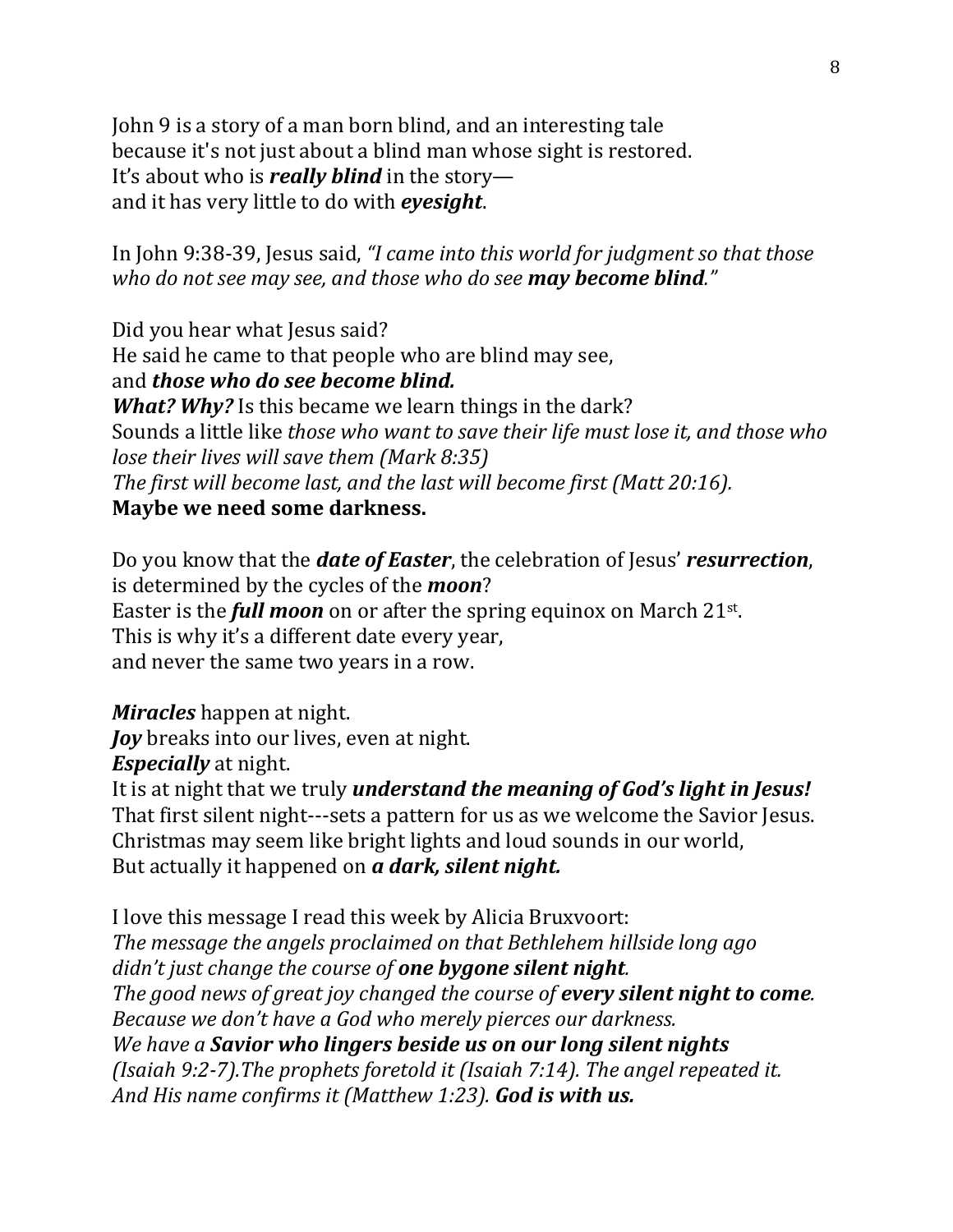John 9 is a story of a man born blind, and an interesting tale
because it's not just about a blind man whose sight is restored.
It's about who is ***really blind*** in the story—
and it has very little to do with ***eyesight***.

In John 9:38-39, Jesus said, *"I came into this world for judgment so that those who do not see may see, and those who do see **may become blind**."*

Did you hear what Jesus said?
He said he came to that people who are blind may see,
and ***those who do see become blind.***
***What? Why?*** Is this became we learn things in the dark?
Sounds a little like *those who want to save their life must lose it, and those who lose their lives will save them (Mark 8:35)*
*The first will become last, and the last will become first (Matt 20:16).*
**Maybe we need some darkness.**

Do you know that the ***date of Easter***, the celebration of Jesus' ***resurrection***,
is determined by the cycles of the ***moon***?
Easter is the ***full moon*** on or after the spring equinox on March 21st.
This is why it's a different date every year,
and never the same two years in a row.

***Miracles*** happen at night.
***Joy*** breaks into our lives, even at night.
***Especially*** at night.
It is at night that we truly ***understand the meaning of God's light in Jesus!***
That first silent night---sets a pattern for us as we welcome the Savior Jesus.
Christmas may seem like bright lights and loud sounds in our world,
But actually it happened on ***a dark, silent night.***

I love this message I read this week by Alicia Bruxvoort:
*The message the angels proclaimed on that Bethlehem hillside long ago*
*didn't just change the course of **one bygone silent night**.*
*The good news of great joy changed the course of **every silent night to come**.*
*Because we don't have a God who merely pierces our darkness.*
*We have a **Savior who lingers beside us on our long silent nights***
*(Isaiah 9:2-7).The prophets foretold it (Isaiah 7:14). The angel repeated it.*
*And His name confirms it (Matthew 1:23). **God is with us.***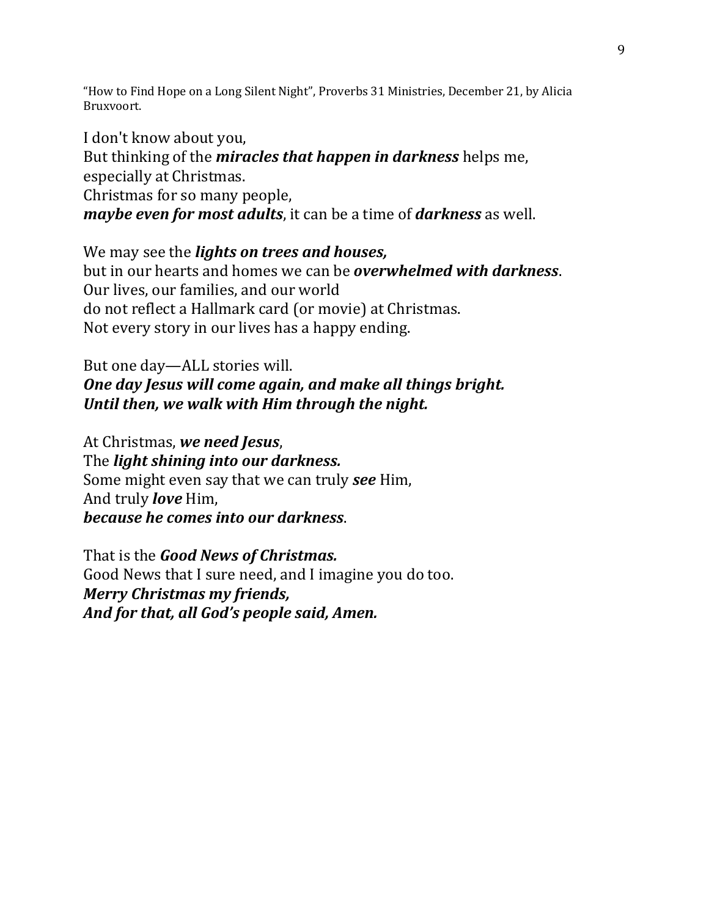"How to Find Hope on a Long Silent Night", Proverbs 31 Ministries, December 21, by Alicia Bruxvoort.

I don't know about you,  
But thinking of the ***miracles that happen in darkness*** helps me,  
especially at Christmas.  
Christmas for so many people,  
***maybe even for most adults***, it can be a time of ***darkness*** as well.

We may see the ***lights on trees and houses,***  
but in our hearts and homes we can be ***overwhelmed with darkness***.  
Our lives, our families, and our world  
do not reflect a Hallmark card (or movie) at Christmas.  
Not every story in our lives has a happy ending.

But one day—ALL stories will.  
***One day Jesus will come again, and make all things bright.***  
***Until then, we walk with Him through the night.***

At Christmas, ***we need Jesus***,  
The ***light shining into our darkness.***  
Some might even say that we can truly ***see*** Him,  
And truly ***love*** Him,  
***because he comes into our darkness***.

That is the ***Good News of Christmas.***  
Good News that I sure need, and I imagine you do too.  
***Merry Christmas my friends,***  
***And for that, all God's people said, Amen.***